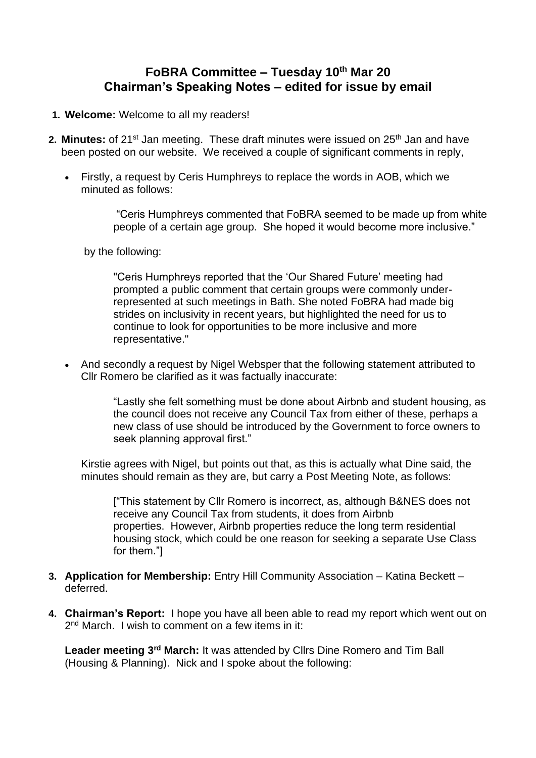# FoBRA Committee – Tuesday 10th Mar 20
## Chairman's Speaking Notes – edited for issue by email

1. **Welcome:** Welcome to all my readers!

2. **Minutes:** of 21st Jan meeting. These draft minutes were issued on 25th Jan and have been posted on our website. We received a couple of significant comments in reply,

   - Firstly, a request by Ceris Humphreys to replace the words in AOB, which we minuted as follows:

     > "Ceris Humphreys commented that FoBRA seemed to be made up from white people of a certain age group. She hoped it would become more inclusive."

     by the following:

     > "Ceris Humphreys reported that the 'Our Shared Future' meeting had prompted a public comment that certain groups were commonly under-represented at such meetings in Bath. She noted FoBRA had made big strides on inclusivity in recent years, but highlighted the need for us to continue to look for opportunities to be more inclusive and more representative."

   - And secondly a request by Nigel Websper that the following statement attributed to Cllr Romero be clarified as it was factually inaccurate:

     > "Lastly she felt something must be done about Airbnb and student housing, as the council does not receive any Council Tax from either of these, perhaps a new class of use should be introduced by the Government to force owners to seek planning approval first."

   Kirstie agrees with Nigel, but points out that, as this is actually what Dine said, the minutes should remain as they are, but carry a Post Meeting Note, as follows:

     > ["This statement by Cllr Romero is incorrect, as, although B&NES does not receive any Council Tax from students, it does from Airbnb properties. However, Airbnb properties reduce the long term residential housing stock, which could be one reason for seeking a separate Use Class for them."]

3. **Application for Membership:** Entry Hill Community Association – Katina Beckett – deferred.

4. **Chairman's Report:** I hope you have all been able to read my report which went out on 2nd March. I wish to comment on a few items in it:

   **Leader meeting 3rd March:** It was attended by Cllrs Dine Romero and Tim Ball (Housing & Planning). Nick and I spoke about the following: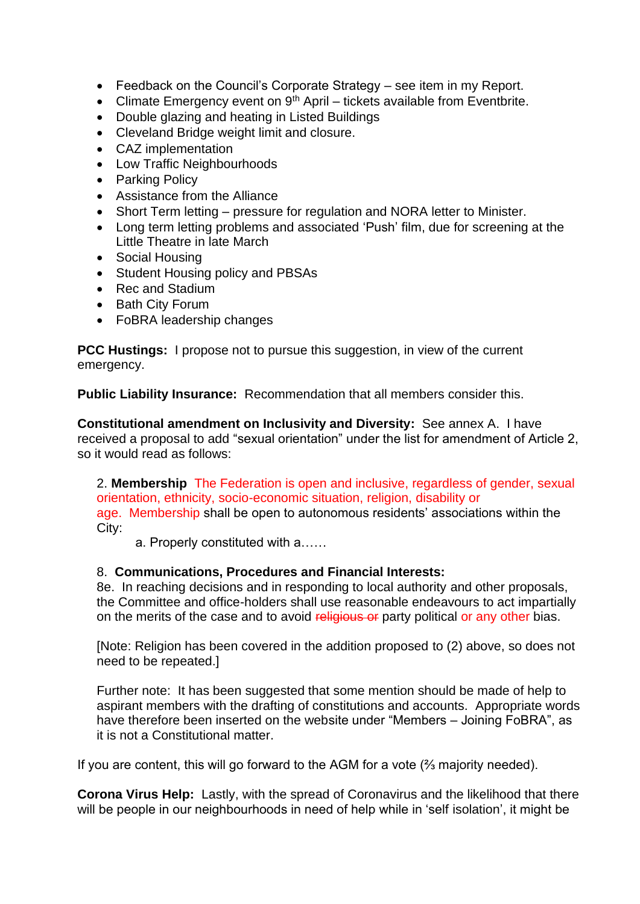- Feedback on the Council's Corporate Strategy – see item in my Report.
- Climate Emergency event on 9th April – tickets available from Eventbrite.
- Double glazing and heating in Listed Buildings
- Cleveland Bridge weight limit and closure.
- CAZ implementation
- Low Traffic Neighbourhoods
- Parking Policy
- Assistance from the Alliance
- Short Term letting – pressure for regulation and NORA letter to Minister.
- Long term letting problems and associated 'Push' film, due for screening at the Little Theatre in late March
- Social Housing
- Student Housing policy and PBSAs
- Rec and Stadium
- Bath City Forum
- FoBRA leadership changes

**PCC Hustings:** I propose not to pursue this suggestion, in view of the current emergency.

**Public Liability Insurance:** Recommendation that all members consider this.

**Constitutional amendment on Inclusivity and Diversity:** See annex A. I have received a proposal to add "sexual orientation" under the list for amendment of Article 2, so it would read as follows:

> 2. **Membership** The Federation is open and inclusive, regardless of gender, sexual orientation, ethnicity, socio-economic situation, religion, disability or age. Membership shall be open to autonomous residents' associations within the City:
>
> a. Properly constituted with a……
>
> 8. **Communications, Procedures and Financial Interests:**
> 8e. In reaching decisions and in responding to local authority and other proposals, the Committee and office-holders shall use reasonable endeavours to act impartially on the merits of the case and to avoid ~~religious or~~ party political or any other bias.
>
> [Note: Religion has been covered in the addition proposed to (2) above, so does not need to be repeated.]
>
> Further note: It has been suggested that some mention should be made of help to aspirant members with the drafting of constitutions and accounts. Appropriate words have therefore been inserted on the website under "Members – Joining FoBRA", as it is not a Constitutional matter.

If you are content, this will go forward to the AGM for a vote (⅔ majority needed).

**Corona Virus Help:** Lastly, with the spread of Coronavirus and the likelihood that there will be people in our neighbourhoods in need of help while in 'self isolation', it might be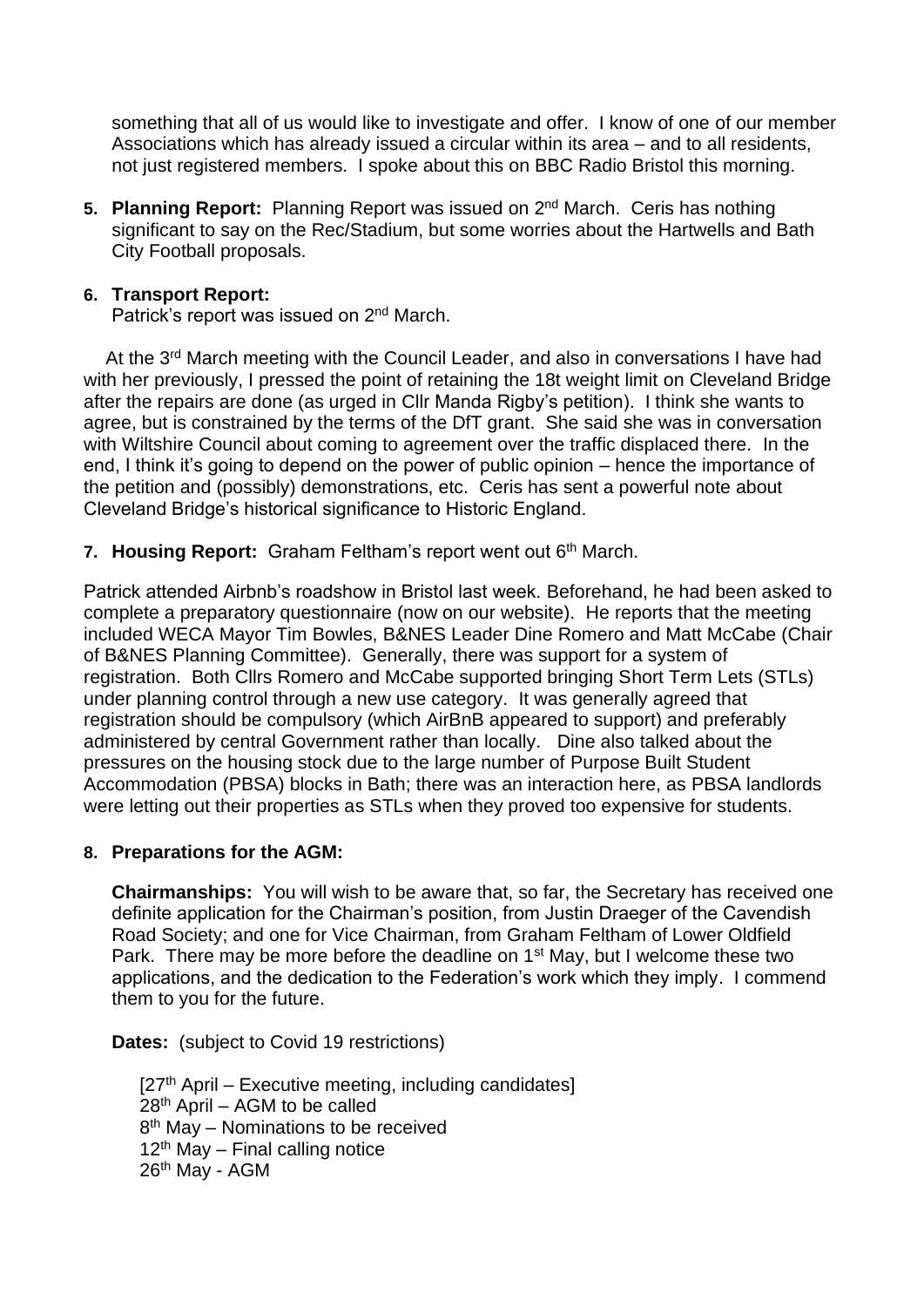something that all of us would like to investigate and offer. I know of one of our member Associations which has already issued a circular within its area – and to all residents, not just registered members. I spoke about this on BBC Radio Bristol this morning.

5. **Planning Report:** Planning Report was issued on 2nd March. Ceris has nothing significant to say on the Rec/Stadium, but some worries about the Hartwells and Bath City Football proposals.

6. **Transport Report:**
   Patrick's report was issued on 2nd March.

At the 3rd March meeting with the Council Leader, and also in conversations I have had with her previously, I pressed the point of retaining the 18t weight limit on Cleveland Bridge after the repairs are done (as urged in Cllr Manda Rigby's petition). I think she wants to agree, but is constrained by the terms of the DfT grant. She said she was in conversation with Wiltshire Council about coming to agreement over the traffic displaced there. In the end, I think it's going to depend on the power of public opinion – hence the importance of the petition and (possibly) demonstrations, etc. Ceris has sent a powerful note about Cleveland Bridge's historical significance to Historic England.

7. **Housing Report:** Graham Feltham's report went out 6th March.

Patrick attended Airbnb's roadshow in Bristol last week. Beforehand, he had been asked to complete a preparatory questionnaire (now on our website). He reports that the meeting included WECA Mayor Tim Bowles, B&NES Leader Dine Romero and Matt McCabe (Chair of B&NES Planning Committee). Generally, there was support for a system of registration. Both Cllrs Romero and McCabe supported bringing Short Term Lets (STLs) under planning control through a new use category. It was generally agreed that registration should be compulsory (which AirBnB appeared to support) and preferably administered by central Government rather than locally. Dine also talked about the pressures on the housing stock due to the large number of Purpose Built Student Accommodation (PBSA) blocks in Bath; there was an interaction here, as PBSA landlords were letting out their properties as STLs when they proved too expensive for students.

8. **Preparations for the AGM:**

   **Chairmanships:** You will wish to be aware that, so far, the Secretary has received one definite application for the Chairman's position, from Justin Draeger of the Cavendish Road Society; and one for Vice Chairman, from Graham Feltham of Lower Oldfield Park. There may be more before the deadline on 1st May, but I welcome these two applications, and the dedication to the Federation's work which they imply. I commend them to you for the future.

   **Dates:** (subject to Covid 19 restrictions)

   [27th April – Executive meeting, including candidates]
   28th April – AGM to be called
   8th May – Nominations to be received
   12th May – Final calling notice
   26th May - AGM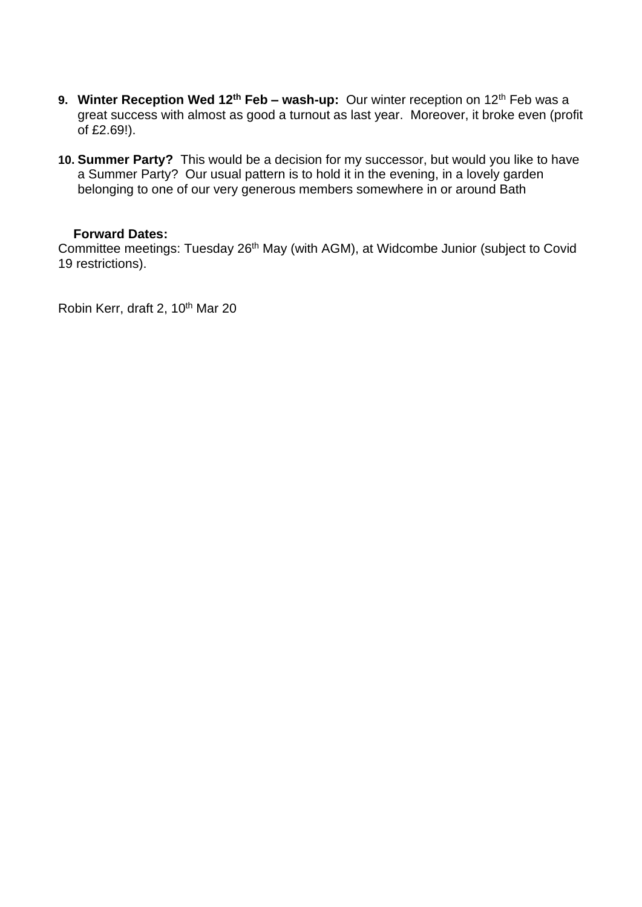9. **Winter Reception Wed 12th Feb – wash-up:** Our winter reception on 12th Feb was a great success with almost as good a turnout as last year. Moreover, it broke even (profit of £2.69!).

10. **Summer Party?** This would be a decision for my successor, but would you like to have a Summer Party? Our usual pattern is to hold it in the evening, in a lovely garden belonging to one of our very generous members somewhere in or around Bath

**Forward Dates:**

Committee meetings: Tuesday 26th May (with AGM), at Widcombe Junior (subject to Covid 19 restrictions).

Robin Kerr, draft 2, 10th Mar 20